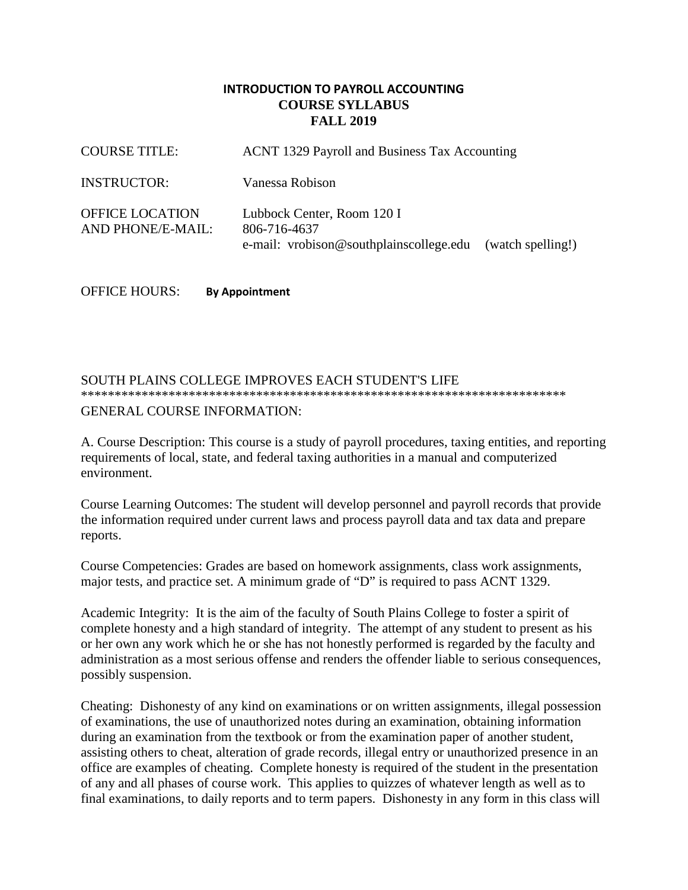# INTRODUCTION TO PAYROLL ACCOUNTING
## COURSE SYLLABUS
## FALL 2019

COURSE TITLE: ACNT 1329 Payroll and Business Tax Accounting

INSTRUCTOR: Vanessa Robison

OFFICE LOCATION AND PHONE/E-MAIL: Lubbock Center, Room 120 I
806-716-4637
e-mail: vrobison@southplainscollege.edu (watch spelling!)

OFFICE HOURS: **By Appointment**

SOUTH PLAINS COLLEGE IMPROVES EACH STUDENT'S LIFE
************************************************************************

GENERAL COURSE INFORMATION:

A. Course Description: This course is a study of payroll procedures, taxing entities, and reporting requirements of local, state, and federal taxing authorities in a manual and computerized environment.

Course Learning Outcomes: The student will develop personnel and payroll records that provide the information required under current laws and process payroll data and tax data and prepare reports.

Course Competencies: Grades are based on homework assignments, class work assignments, major tests, and practice set. A minimum grade of "D" is required to pass ACNT 1329.

Academic Integrity: It is the aim of the faculty of South Plains College to foster a spirit of complete honesty and a high standard of integrity. The attempt of any student to present as his or her own any work which he or she has not honestly performed is regarded by the faculty and administration as a most serious offense and renders the offender liable to serious consequences, possibly suspension.

Cheating: Dishonesty of any kind on examinations or on written assignments, illegal possession of examinations, the use of unauthorized notes during an examination, obtaining information during an examination from the textbook or from the examination paper of another student, assisting others to cheat, alteration of grade records, illegal entry or unauthorized presence in an office are examples of cheating. Complete honesty is required of the student in the presentation of any and all phases of course work. This applies to quizzes of whatever length as well as to final examinations, to daily reports and to term papers. Dishonesty in any form in this class will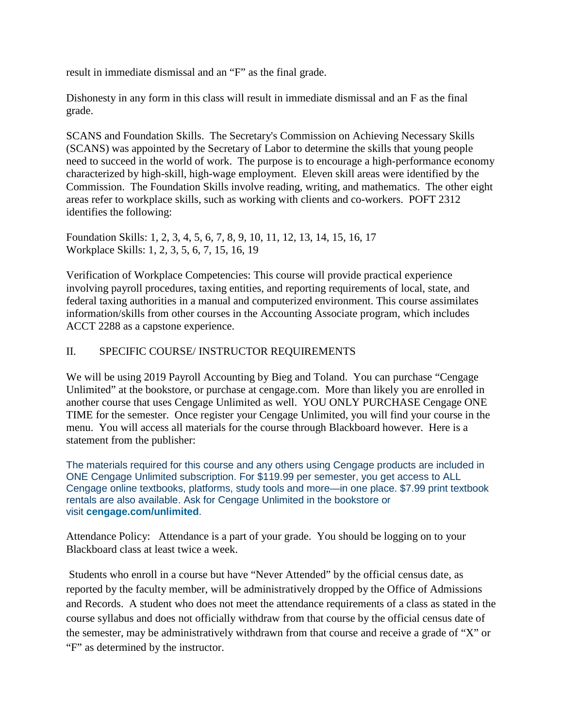result in immediate dismissal and an "F" as the final grade.

Dishonesty in any form in this class will result in immediate dismissal and an F as the final grade.

SCANS and Foundation Skills. The Secretary's Commission on Achieving Necessary Skills (SCANS) was appointed by the Secretary of Labor to determine the skills that young people need to succeed in the world of work. The purpose is to encourage a high-performance economy characterized by high-skill, high-wage employment. Eleven skill areas were identified by the Commission. The Foundation Skills involve reading, writing, and mathematics. The other eight areas refer to workplace skills, such as working with clients and co-workers. POFT 2312 identifies the following:

Foundation Skills: 1, 2, 3, 4, 5, 6, 7, 8, 9, 10, 11, 12, 13, 14, 15, 16, 17
Workplace Skills: 1, 2, 3, 5, 6, 7, 15, 16, 19

Verification of Workplace Competencies: This course will provide practical experience involving payroll procedures, taxing entities, and reporting requirements of local, state, and federal taxing authorities in a manual and computerized environment. This course assimilates information/skills from other courses in the Accounting Associate program, which includes ACCT 2288 as a capstone experience.

## II. SPECIFIC COURSE/ INSTRUCTOR REQUIREMENTS

We will be using 2019 Payroll Accounting by Bieg and Toland. You can purchase "Cengage Unlimited" at the bookstore, or purchase at cengage.com. More than likely you are enrolled in another course that uses Cengage Unlimited as well. YOU ONLY PURCHASE Cengage ONE TIME for the semester. Once register your Cengage Unlimited, you will find your course in the menu. You will access all materials for the course through Blackboard however. Here is a statement from the publisher:

The materials required for this course and any others using Cengage products are included in ONE Cengage Unlimited subscription. For $119.99 per semester, you get access to ALL Cengage online textbooks, platforms, study tools and more—in one place. $7.99 print textbook rentals are also available. Ask for Cengage Unlimited in the bookstore or visit **cengage.com/unlimited**.

Attendance Policy: Attendance is a part of your grade. You should be logging on to your Blackboard class at least twice a week.

Students who enroll in a course but have "Never Attended" by the official census date, as reported by the faculty member, will be administratively dropped by the Office of Admissions and Records. A student who does not meet the attendance requirements of a class as stated in the course syllabus and does not officially withdraw from that course by the official census date of the semester, may be administratively withdrawn from that course and receive a grade of "X" or "F" as determined by the instructor.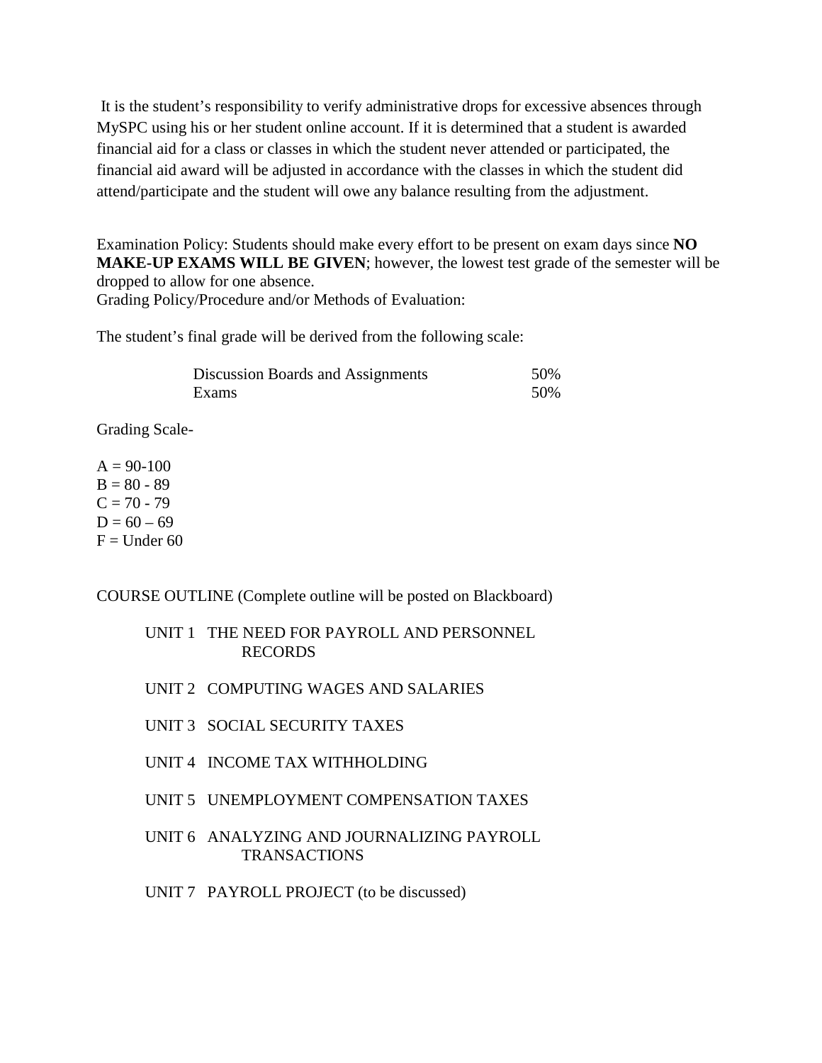It is the student's responsibility to verify administrative drops for excessive absences through MySPC using his or her student online account. If it is determined that a student is awarded financial aid for a class or classes in which the student never attended or participated, the financial aid award will be adjusted in accordance with the classes in which the student did attend/participate and the student will owe any balance resulting from the adjustment.

Examination Policy: Students should make every effort to be present on exam days since **NO MAKE-UP EXAMS WILL BE GIVEN**; however, the lowest test grade of the semester will be dropped to allow for one absence.
Grading Policy/Procedure and/or Methods of Evaluation:

The student's final grade will be derived from the following scale:

| | |
|---|---|
| Discussion Boards and Assignments | 50% |
| Exams | 50% |

Grading Scale-

A = 90-100
B = 80 - 89
C = 70 - 79
D = 60 – 69
F = Under 60

COURSE OUTLINE (Complete outline will be posted on Blackboard)

UNIT 1 THE NEED FOR PAYROLL AND PERSONNEL RECORDS

UNIT 2 COMPUTING WAGES AND SALARIES

UNIT 3 SOCIAL SECURITY TAXES

UNIT 4 INCOME TAX WITHHOLDING

UNIT 5 UNEMPLOYMENT COMPENSATION TAXES

UNIT 6 ANALYZING AND JOURNALIZING PAYROLL TRANSACTIONS

UNIT 7 PAYROLL PROJECT (to be discussed)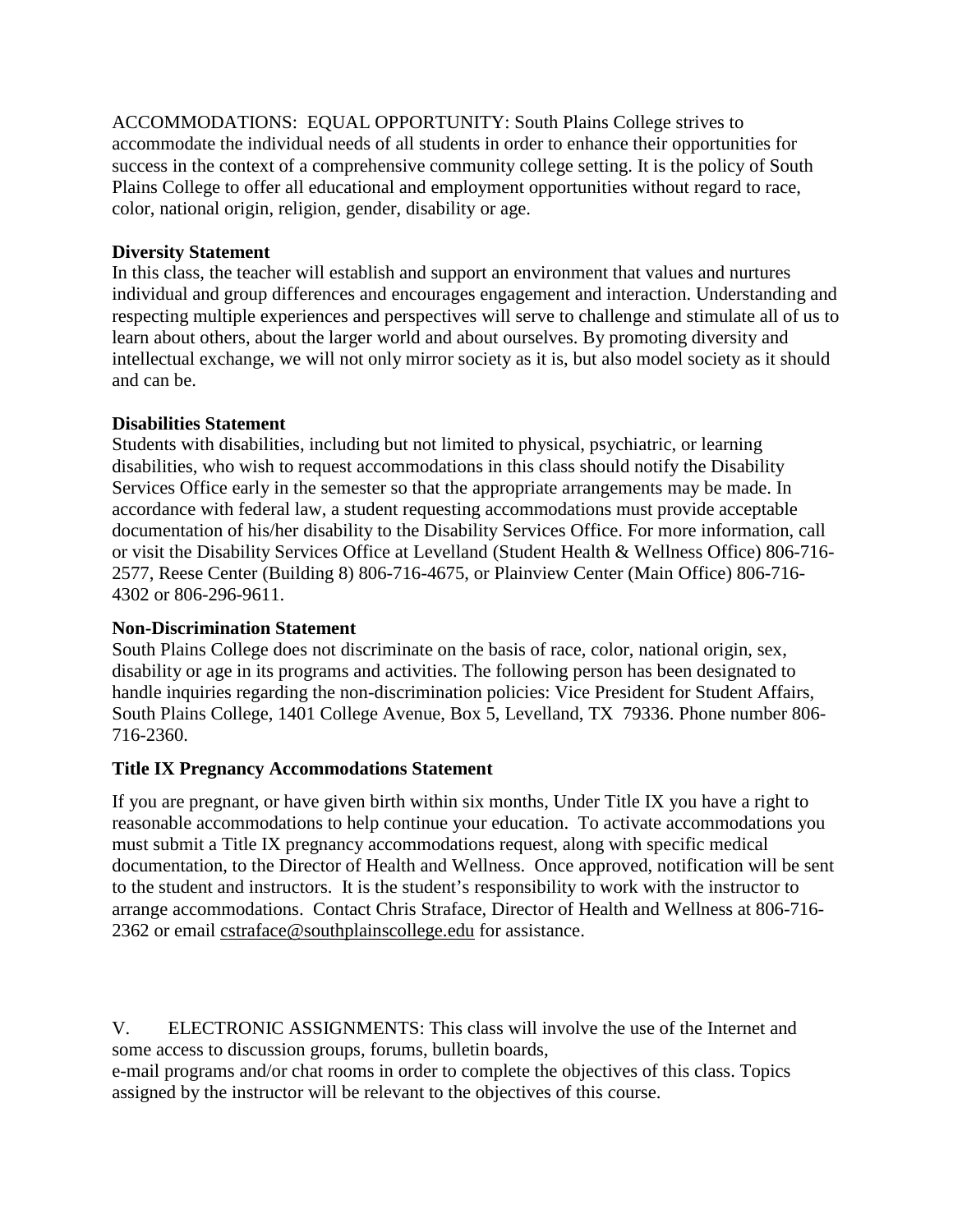ACCOMMODATIONS: EQUAL OPPORTUNITY: South Plains College strives to accommodate the individual needs of all students in order to enhance their opportunities for success in the context of a comprehensive community college setting. It is the policy of South Plains College to offer all educational and employment opportunities without regard to race, color, national origin, religion, gender, disability or age.

**Diversity Statement**

In this class, the teacher will establish and support an environment that values and nurtures individual and group differences and encourages engagement and interaction. Understanding and respecting multiple experiences and perspectives will serve to challenge and stimulate all of us to learn about others, about the larger world and about ourselves. By promoting diversity and intellectual exchange, we will not only mirror society as it is, but also model society as it should and can be.

**Disabilities Statement**

Students with disabilities, including but not limited to physical, psychiatric, or learning disabilities, who wish to request accommodations in this class should notify the Disability Services Office early in the semester so that the appropriate arrangements may be made. In accordance with federal law, a student requesting accommodations must provide acceptable documentation of his/her disability to the Disability Services Office. For more information, call or visit the Disability Services Office at Levelland (Student Health & Wellness Office) 806-716-2577, Reese Center (Building 8) 806-716-4675, or Plainview Center (Main Office) 806-716-4302 or 806-296-9611.

**Non-Discrimination Statement**

South Plains College does not discriminate on the basis of race, color, national origin, sex, disability or age in its programs and activities. The following person has been designated to handle inquiries regarding the non-discrimination policies: Vice President for Student Affairs, South Plains College, 1401 College Avenue, Box 5, Levelland, TX 79336. Phone number 806-716-2360.

**Title IX Pregnancy Accommodations Statement**

If you are pregnant, or have given birth within six months, Under Title IX you have a right to reasonable accommodations to help continue your education. To activate accommodations you must submit a Title IX pregnancy accommodations request, along with specific medical documentation, to the Director of Health and Wellness. Once approved, notification will be sent to the student and instructors. It is the student's responsibility to work with the instructor to arrange accommodations. Contact Chris Straface, Director of Health and Wellness at 806-716-2362 or email cstraface@southplainscollege.edu for assistance.

V. ELECTRONIC ASSIGNMENTS: This class will involve the use of the Internet and some access to discussion groups, forums, bulletin boards, e-mail programs and/or chat rooms in order to complete the objectives of this class. Topics assigned by the instructor will be relevant to the objectives of this course.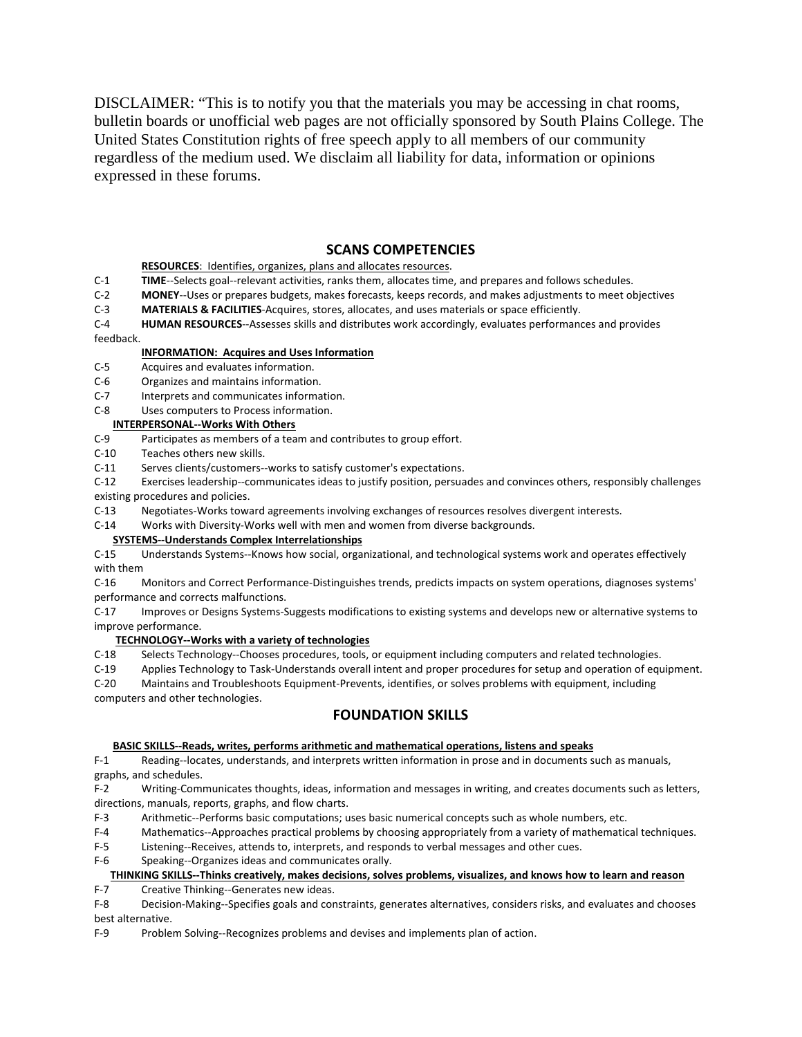DISCLAIMER: "This is to notify you that the materials you may be accessing in chat rooms, bulletin boards or unofficial web pages are not officially sponsored by South Plains College. The United States Constitution rights of free speech apply to all members of our community regardless of the medium used. We disclaim all liability for data, information or opinions expressed in these forums.

## SCANS COMPETENCIES

**RESOURCES**: Identifies, organizes, plans and allocates resources.

C-1 **TIME**--Selects goal--relevant activities, ranks them, allocates time, and prepares and follows schedules.

C-2 **MONEY**--Uses or prepares budgets, makes forecasts, keeps records, and makes adjustments to meet objectives

C-3 **MATERIALS & FACILITIES**-Acquires, stores, allocates, and uses materials or space efficiently.

C-4 **HUMAN RESOURCES**--Assesses skills and distributes work accordingly, evaluates performances and provides feedback.

**INFORMATION: Acquires and Uses Information**

C-5 Acquires and evaluates information.

C-6 Organizes and maintains information.

C-7 Interprets and communicates information.

C-8 Uses computers to Process information.

**INTERPERSONAL--Works With Others**

C-9 Participates as members of a team and contributes to group effort.

C-10 Teaches others new skills.

C-11 Serves clients/customers--works to satisfy customer's expectations.

C-12 Exercises leadership--communicates ideas to justify position, persuades and convinces others, responsibly challenges existing procedures and policies.

C-13 Negotiates-Works toward agreements involving exchanges of resources resolves divergent interests.

C-14 Works with Diversity-Works well with men and women from diverse backgrounds.

**SYSTEMS--Understands Complex Interrelationships**

C-15 Understands Systems--Knows how social, organizational, and technological systems work and operates effectively with them

C-16 Monitors and Correct Performance-Distinguishes trends, predicts impacts on system operations, diagnoses systems' performance and corrects malfunctions.

C-17 Improves or Designs Systems-Suggests modifications to existing systems and develops new or alternative systems to improve performance.

**TECHNOLOGY--Works with a variety of technologies**

C-18 Selects Technology--Chooses procedures, tools, or equipment including computers and related technologies.

C-19 Applies Technology to Task-Understands overall intent and proper procedures for setup and operation of equipment.

C-20 Maintains and Troubleshoots Equipment-Prevents, identifies, or solves problems with equipment, including computers and other technologies.

## FOUNDATION SKILLS

**BASIC SKILLS--Reads, writes, performs arithmetic and mathematical operations, listens and speaks**

F-1 Reading--locates, understands, and interprets written information in prose and in documents such as manuals, graphs, and schedules.

F-2 Writing-Communicates thoughts, ideas, information and messages in writing, and creates documents such as letters, directions, manuals, reports, graphs, and flow charts.

F-3 Arithmetic--Performs basic computations; uses basic numerical concepts such as whole numbers, etc.

F-4 Mathematics--Approaches practical problems by choosing appropriately from a variety of mathematical techniques.

F-5 Listening--Receives, attends to, interprets, and responds to verbal messages and other cues.

F-6 Speaking--Organizes ideas and communicates orally.

**THINKING SKILLS--Thinks creatively, makes decisions, solves problems, visualizes, and knows how to learn and reason**

F-7 Creative Thinking--Generates new ideas.

F-8 Decision-Making--Specifies goals and constraints, generates alternatives, considers risks, and evaluates and chooses best alternative.

F-9 Problem Solving--Recognizes problems and devises and implements plan of action.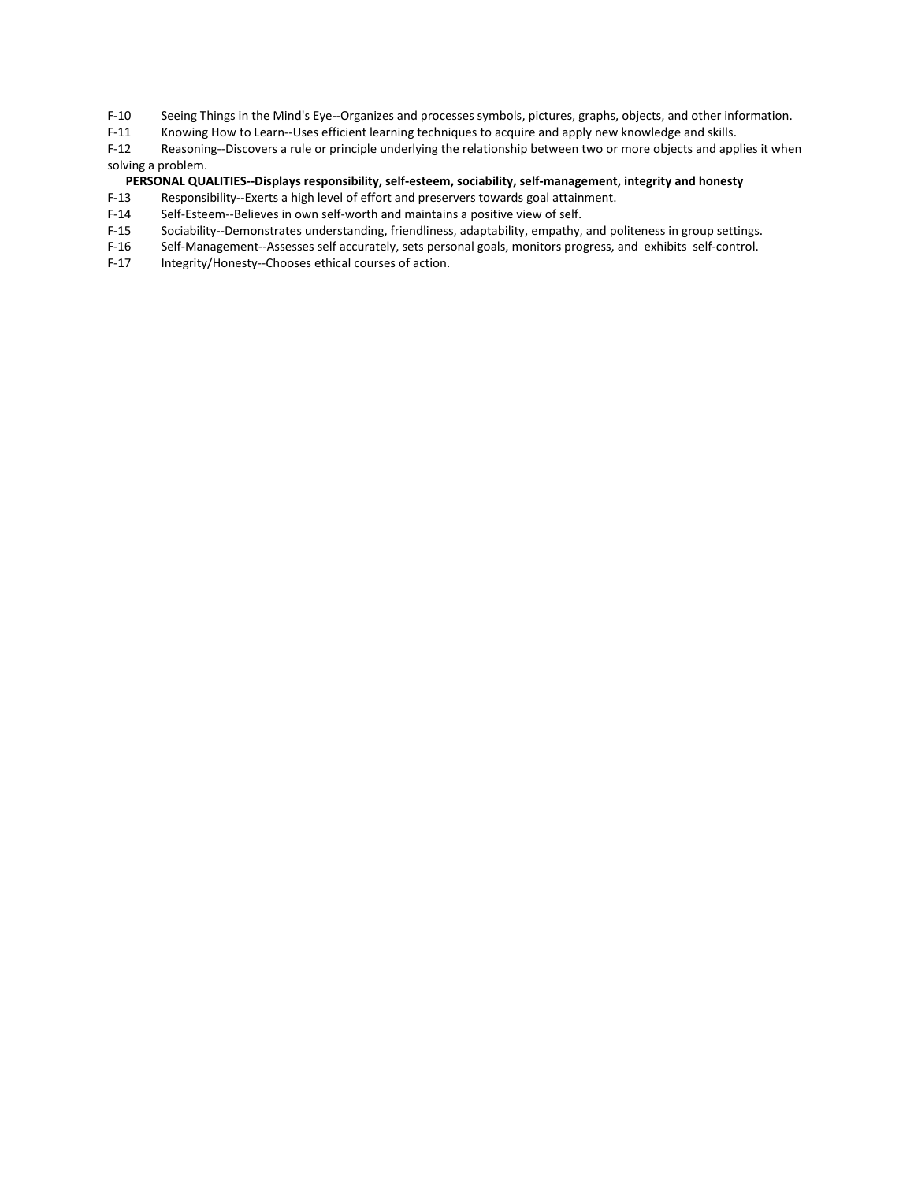F-10 Seeing Things in the Mind's Eye--Organizes and processes symbols, pictures, graphs, objects, and other information.

F-11 Knowing How to Learn--Uses efficient learning techniques to acquire and apply new knowledge and skills.

F-12 Reasoning--Discovers a rule or principle underlying the relationship between two or more objects and applies it when solving a problem.

**PERSONAL QUALITIES--Displays responsibility, self-esteem, sociability, self-management, integrity and honesty**

F-13 Responsibility--Exerts a high level of effort and preservers towards goal attainment.

F-14 Self-Esteem--Believes in own self-worth and maintains a positive view of self.

F-15 Sociability--Demonstrates understanding, friendliness, adaptability, empathy, and politeness in group settings.

F-16 Self-Management--Assesses self accurately, sets personal goals, monitors progress, and exhibits self-control.

F-17 Integrity/Honesty--Chooses ethical courses of action.